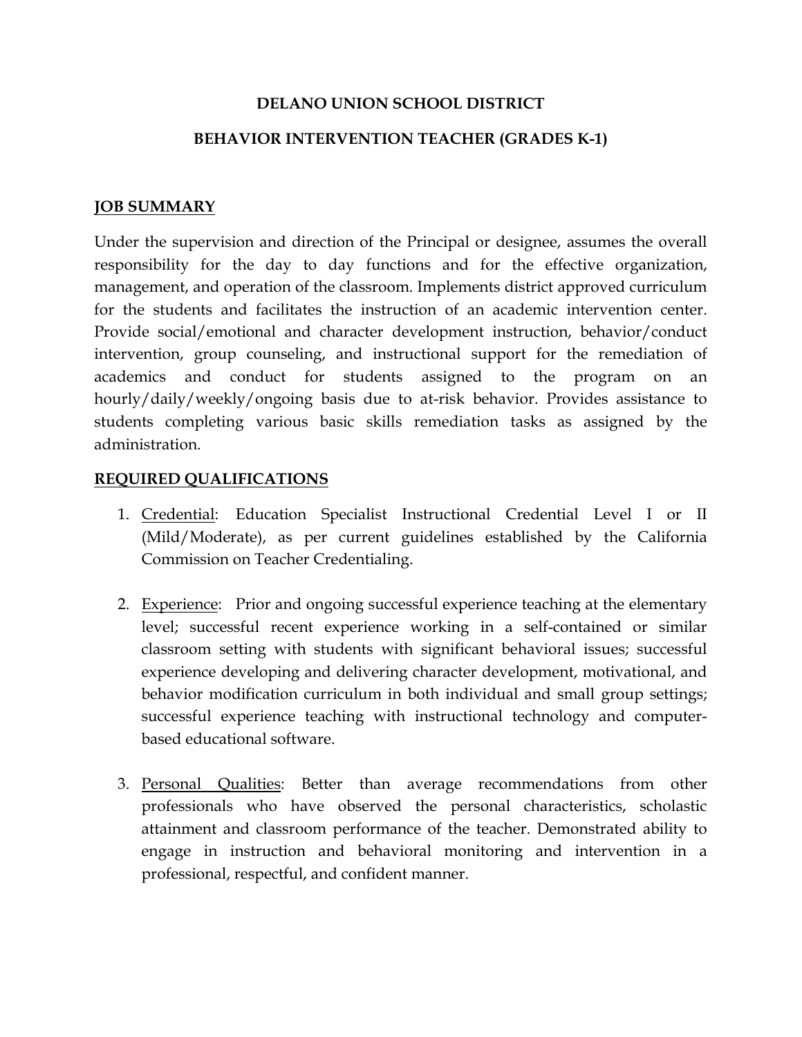# DELANO UNION SCHOOL DISTRICT

## BEHAVIOR INTERVENTION TEACHER (GRADES K-1)

### JOB SUMMARY

Under the supervision and direction of the Principal or designee, assumes the overall responsibility for the day to day functions and for the effective organization, management, and operation of the classroom. Implements district approved curriculum for the students and facilitates the instruction of an academic intervention center. Provide social/emotional and character development instruction, behavior/conduct intervention, group counseling, and instructional support for the remediation of academics and conduct for students assigned to the program on an hourly/daily/weekly/ongoing basis due to at-risk behavior. Provides assistance to students completing various basic skills remediation tasks as assigned by the administration.

### REQUIRED QUALIFICATIONS

1. Credential: Education Specialist Instructional Credential Level I or II (Mild/Moderate), as per current guidelines established by the California Commission on Teacher Credentialing.

2. Experience: Prior and ongoing successful experience teaching at the elementary level; successful recent experience working in a self-contained or similar classroom setting with students with significant behavioral issues; successful experience developing and delivering character development, motivational, and behavior modification curriculum in both individual and small group settings; successful experience teaching with instructional technology and computer-based educational software.

3. Personal Qualities: Better than average recommendations from other professionals who have observed the personal characteristics, scholastic attainment and classroom performance of the teacher. Demonstrated ability to engage in instruction and behavioral monitoring and intervention in a professional, respectful, and confident manner.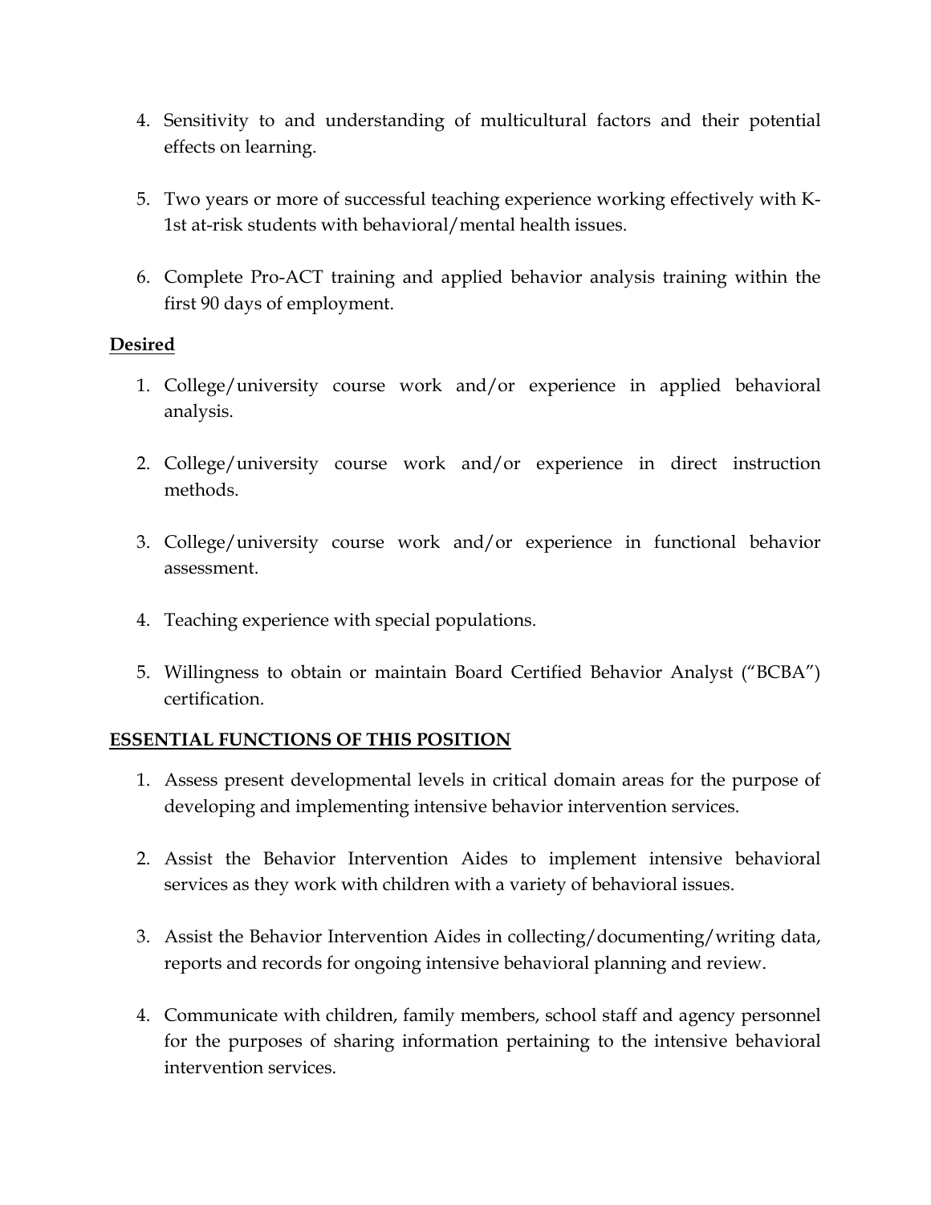4. Sensitivity to and understanding of multicultural factors and their potential effects on learning.

5. Two years or more of successful teaching experience working effectively with K-1st at-risk students with behavioral/mental health issues.

6. Complete Pro-ACT training and applied behavior analysis training within the first 90 days of employment.

**Desired**

1. College/university course work and/or experience in applied behavioral analysis.

2. College/university course work and/or experience in direct instruction methods.

3. College/university course work and/or experience in functional behavior assessment.

4. Teaching experience with special populations.

5. Willingness to obtain or maintain Board Certified Behavior Analyst ("BCBA") certification.

**ESSENTIAL FUNCTIONS OF THIS POSITION**

1. Assess present developmental levels in critical domain areas for the purpose of developing and implementing intensive behavior intervention services.

2. Assist the Behavior Intervention Aides to implement intensive behavioral services as they work with children with a variety of behavioral issues.

3. Assist the Behavior Intervention Aides in collecting/documenting/writing data, reports and records for ongoing intensive behavioral planning and review.

4. Communicate with children, family members, school staff and agency personnel for the purposes of sharing information pertaining to the intensive behavioral intervention services.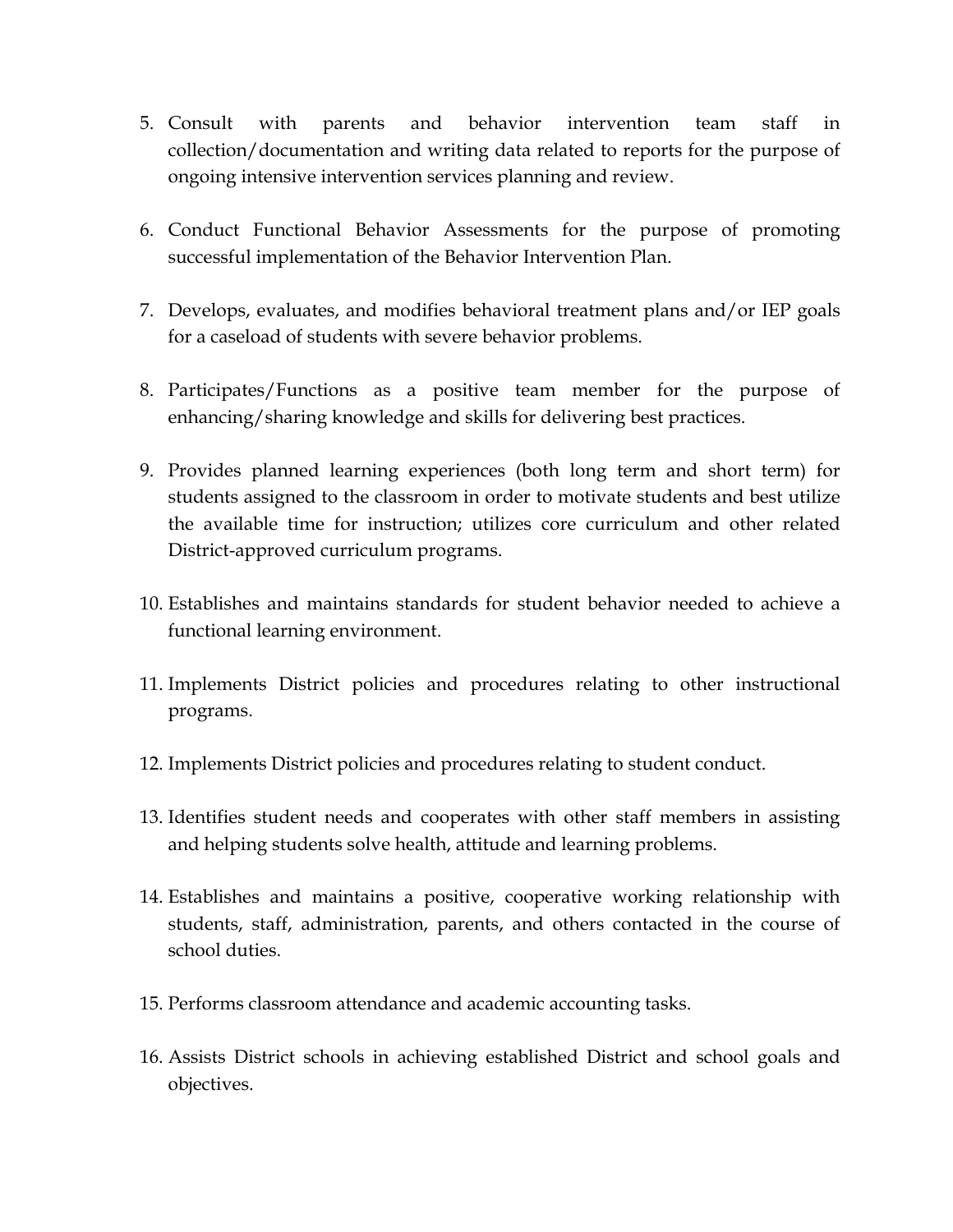5. Consult with parents and behavior intervention team staff in collection/documentation and writing data related to reports for the purpose of ongoing intensive intervention services planning and review.

6. Conduct Functional Behavior Assessments for the purpose of promoting successful implementation of the Behavior Intervention Plan.

7. Develops, evaluates, and modifies behavioral treatment plans and/or IEP goals for a caseload of students with severe behavior problems.

8. Participates/Functions as a positive team member for the purpose of enhancing/sharing knowledge and skills for delivering best practices.

9. Provides planned learning experiences (both long term and short term) for students assigned to the classroom in order to motivate students and best utilize the available time for instruction; utilizes core curriculum and other related District-approved curriculum programs.

10. Establishes and maintains standards for student behavior needed to achieve a functional learning environment.

11. Implements District policies and procedures relating to other instructional programs.

12. Implements District policies and procedures relating to student conduct.

13. Identifies student needs and cooperates with other staff members in assisting and helping students solve health, attitude and learning problems.

14. Establishes and maintains a positive, cooperative working relationship with students, staff, administration, parents, and others contacted in the course of school duties.

15. Performs classroom attendance and academic accounting tasks.

16. Assists District schools in achieving established District and school goals and objectives.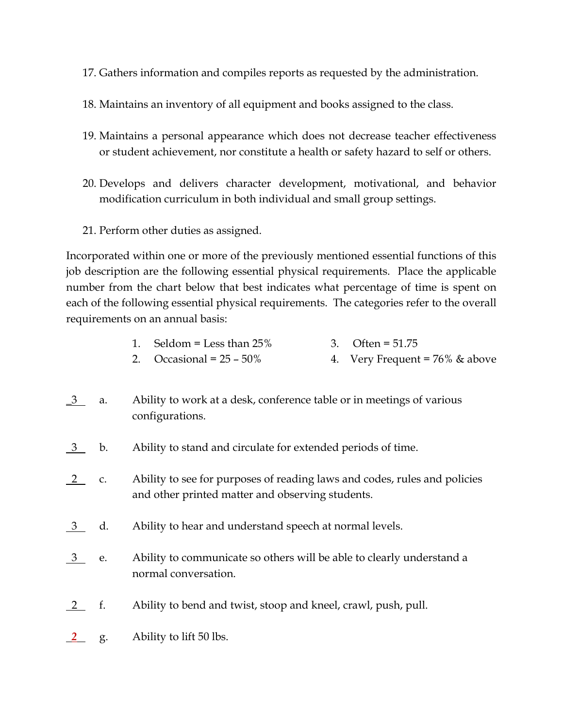17. Gathers information and compiles reports as requested by the administration.

18. Maintains an inventory of all equipment and books assigned to the class.

19. Maintains a personal appearance which does not decrease teacher effectiveness or student achievement, nor constitute a health or safety hazard to self or others.

20. Develops and delivers character development, motivational, and behavior modification curriculum in both individual and small group settings.

21. Perform other duties as assigned.

Incorporated within one or more of the previously mentioned essential functions of this job description are the following essential physical requirements. Place the applicable number from the chart below that best indicates what percentage of time is spent on each of the following essential physical requirements. The categories refer to the overall requirements on an annual basis:

1. Seldom = Less than 25%
2. Occasional = 25 – 50%
3. Often = 51.75
4. Very Frequent = 76% & above

_3_ a. Ability to work at a desk, conference table or in meetings of various configurations.

_3_ b. Ability to stand and circulate for extended periods of time.

_2_ c. Ability to see for purposes of reading laws and codes, rules and policies and other printed matter and observing students.

_3_ d. Ability to hear and understand speech at normal levels.

_3_ e. Ability to communicate so others will be able to clearly understand a normal conversation.

_2_ f. Ability to bend and twist, stoop and kneel, crawl, push, pull.

_**2**_ g. Ability to lift 50 lbs.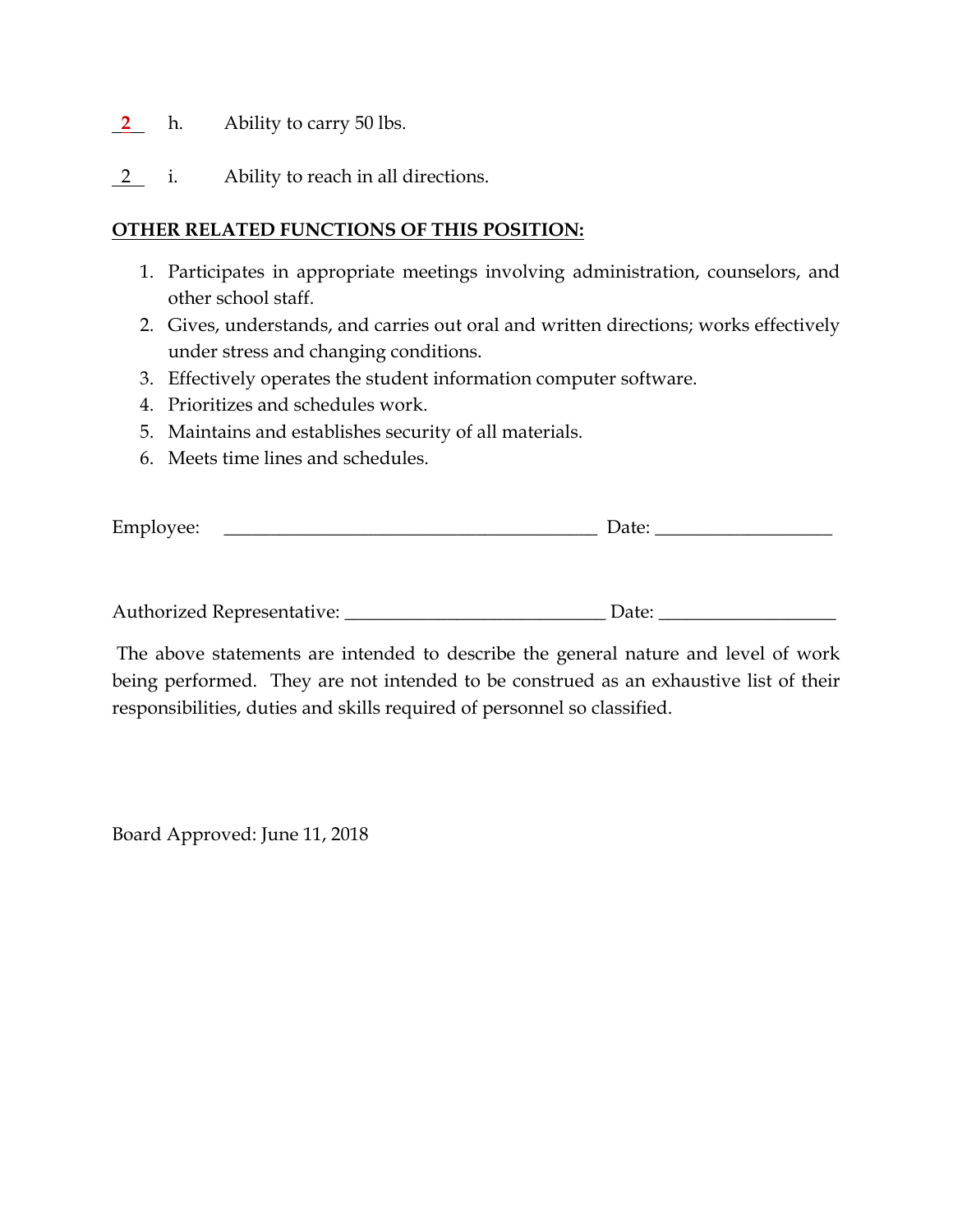__2__ h. Ability to carry 50 lbs.

__2__ i. Ability to reach in all directions.

**OTHER RELATED FUNCTIONS OF THIS POSITION:**

1. Participates in appropriate meetings involving administration, counselors, and other school staff.
2. Gives, understands, and carries out oral and written directions; works effectively under stress and changing conditions.
3. Effectively operates the student information computer software.
4. Prioritizes and schedules work.
5. Maintains and establishes security of all materials.
6. Meets time lines and schedules.

Employee: ________________________________________ Date: ___________________

Authorized Representative: ____________________________ Date: ___________________

The above statements are intended to describe the general nature and level of work being performed. They are not intended to be construed as an exhaustive list of their responsibilities, duties and skills required of personnel so classified.

Board Approved: June 11, 2018